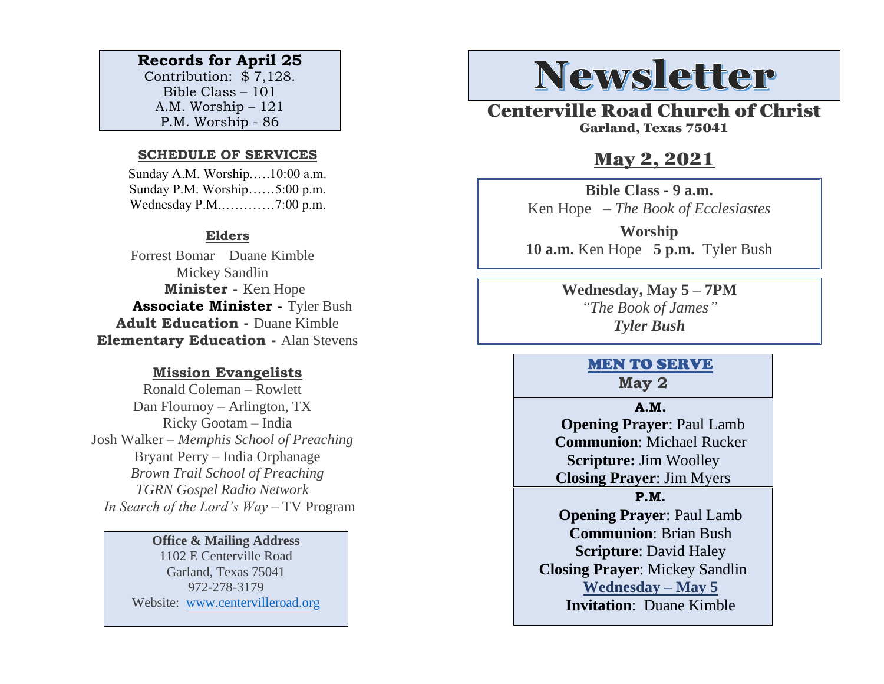# Newsletter

## Centerville Road Church of Christ

**Garland, Texas 75041**

## May 2, 2021

**Bible Class - 9 a.m.**
Ken Hope – *The Book of Ecclesiastes*

**Worship**
**10 a.m.** Ken Hope **5 p.m.** Tyler Bush

**Wednesday, May 5 – 7PM**
*"The Book of James"*
***Tyler Bush***

### MEN TO SERVE

**May 2**

**A.M.**

**Opening Prayer**: Paul Lamb
**Communion**: Michael Rucker
**Scripture:** Jim Woolley
**Closing Prayer**: Jim Myers

**P.M.**

**Opening Prayer**: Paul Lamb
**Communion**: Brian Bush
**Scripture**: David Haley
**Closing Prayer**: Mickey Sandlin

**Wednesday – May 5**

**Invitation**: Duane Kimble

### Records for April 25

Contribution: $ 7,128.
Bible Class – 101
A.M. Worship – 121
P.M. Worship - 86

### SCHEDULE OF SERVICES

Sunday A.M. Worship…..10:00 a.m.
Sunday P.M. Worship……5:00 p.m.
Wednesday P.M.…………7:00 p.m.

### Elders

Forrest Bomar Duane Kimble
Mickey Sandlin

**Minister -** Ken Hope
**Associate Minister -** Tyler Bush
**Adult Education -** Duane Kimble
**Elementary Education -** Alan Stevens

### Mission Evangelists

Ronald Coleman – Rowlett
Dan Flournoy – Arlington, TX
Ricky Gootam – India
Josh Walker – *Memphis School of Preaching*
Bryant Perry – India Orphanage
*Brown Trail School of Preaching*
*TGRN Gospel Radio Network*
*In Search of the Lord's Way* – TV Program

**Office & Mailing Address**
1102 E Centerville Road
Garland, Texas 75041
972-278-3179
Website: www.centervilleroad.org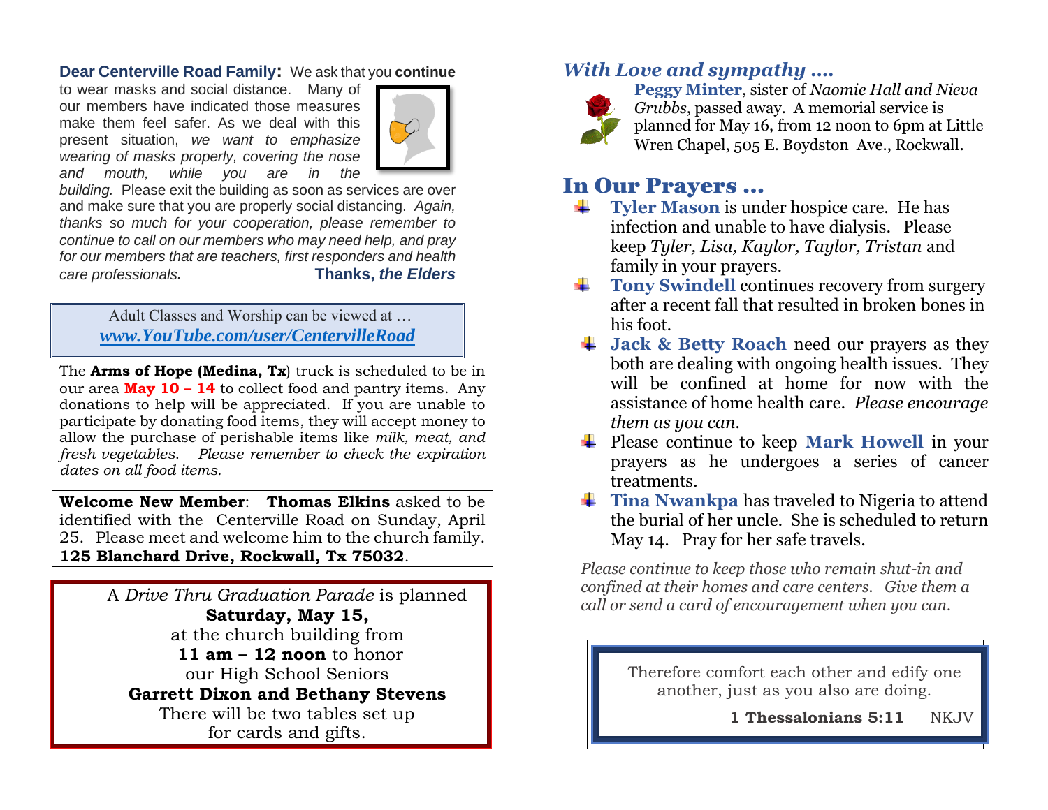**Dear Centerville Road Family:** We ask that you **continue** to wear masks and social distance. Many of our members have indicated those measures make them feel safer. As we deal with this present situation, *we want to emphasize wearing of masks properly, covering the nose and mouth, while you are in the building.* Please exit the building as soon as services are over and make sure that you are properly social distancing. *Again, thanks so much for your cooperation, please remember to continue to call on our members who may need help, and pray for our members that are teachers, first responders and health care professionals.*

**Thanks, *the Elders***

Adult Classes and Worship can be viewed at …
***www.YouTube.com/user/CentervilleRoad***

The **Arms of Hope (Medina, Tx**) truck is scheduled to be in our area **May 10 – 14** to collect food and pantry items. Any donations to help will be appreciated. If you are unable to participate by donating food items, they will accept money to allow the purchase of perishable items like *milk, meat, and fresh vegetables. Please remember to check the expiration dates on all food items.*

**Welcome New Member**: **Thomas Elkins** asked to be identified with the Centerville Road on Sunday, April 25. Please meet and welcome him to the church family.
**125 Blanchard Drive, Rockwall, Tx 75032**.

A *Drive Thru Graduation Parade* is planned
**Saturday, May 15,**
at the church building from
**11 am – 12 noon** to honor
our High School Seniors
**Garrett Dixon and Bethany Stevens**
There will be two tables set up
for cards and gifts.

## *With Love and sympathy ….*

**Peggy Minter**, sister of *Naomie Hall and Nieva Grubbs*, passed away. A memorial service is planned for May 16, from 12 noon to 6pm at Little Wren Chapel, 505 E. Boydston Ave., Rockwall.

## In Our Prayers …

- **Tyler Mason** is under hospice care. He has infection and unable to have dialysis. Please keep *Tyler, Lisa, Kaylor, Taylor, Tristan* and family in your prayers.
- **Tony Swindell** continues recovery from surgery after a recent fall that resulted in broken bones in his foot.
- **Jack & Betty Roach** need our prayers as they both are dealing with ongoing health issues. They will be confined at home for now with the assistance of home health care. *Please encourage them as you can.*
- Please continue to keep **Mark Howell** in your prayers as he undergoes a series of cancer treatments.
- **Tina Nwankpa** has traveled to Nigeria to attend the burial of her uncle. She is scheduled to return May 14. Pray for her safe travels.

*Please continue to keep those who remain shut-in and confined at their homes and care centers. Give them a call or send a card of encouragement when you can.*

Therefore comfort each other and edify one another, just as you also are doing.

**1 Thessalonians 5:11** NKJV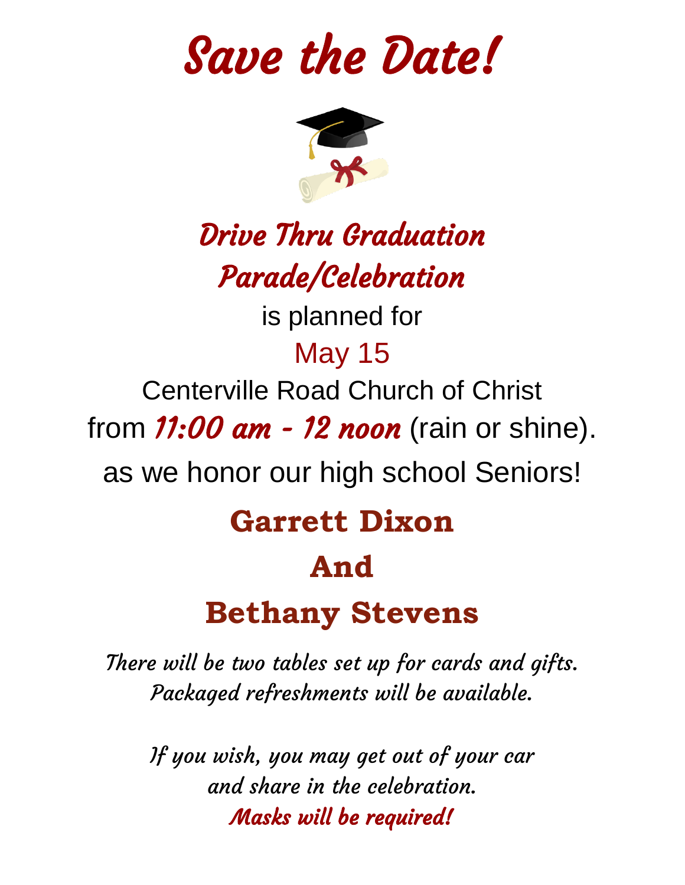# *Save the Date!*

## *Drive Thru Graduation Parade/Celebration*

is planned for

May 15

Centerville Road Church of Christ

from *11:00 am - 12 noon* (rain or shine).

as we honor our high school Seniors!

## **Garrett Dixon**

## **And**

## **Bethany Stevens**

*There will be two tables set up for cards and gifts.*
*Packaged refreshments will be available.*

*If you wish, you may get out of your car*
*and share in the celebration.*
***Masks will be required!***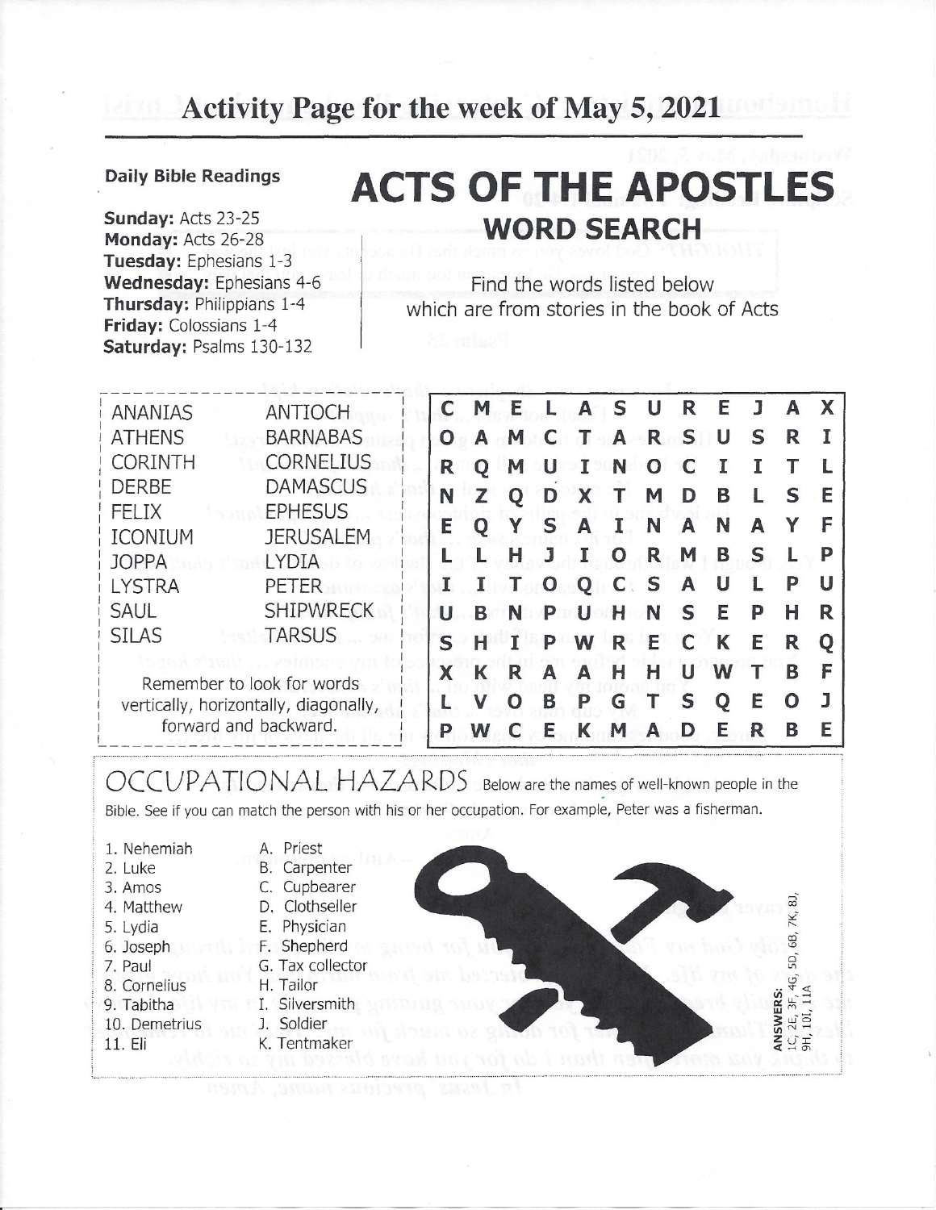# Activity Page for the week of May 5, 2021

**Daily Bible Readings**

**Sunday:** Acts 23-25
**Monday:** Acts 26-28
**Tuesday:** Ephesians 1-3
**Wednesday:** Ephesians 4-6
**Thursday:** Philippians 1-4
**Friday:** Colossians 1-4
**Saturday:** Psalms 130-132

## ACTS OF THE APOSTLES WORD SEARCH

Find the words listed below which are from stories in the book of Acts

| | |
|---|---|
| ANANIAS | ANTIOCH |
| ATHENS | BARNABAS |
| CORINTH | CORNELIUS |
| DERBE | DAMASCUS |
| FELIX | EPHESUS |
| ICONIUM | JERUSALEM |
| JOPPA | LYDIA |
| LYSTRA | PETER |
| SAUL | SHIPWRECK |
| SILAS | TARSUS |

Remember to look for words vertically, horizontally, diagonally, forward and backward.

| | | | | | | | | | | | |
|---|---|---|---|---|---|---|---|---|---|---|---|
| C | M | E | L | A | S | U | R | E | J | A | X |
| O | A | M | C | T | A | R | S | U | S | R | I |
| R | Q | M | U | I | N | O | C | I | I | T | L |
| N | Z | Q | D | X | T | M | D | B | L | S | E |
| E | Q | Y | S | A | I | N | A | N | A | Y | F |
| L | L | H | J | I | O | R | M | B | S | L | P |
| I | I | T | O | Q | C | S | A | U | L | P | U |
| U | B | N | P | U | H | N | S | E | P | H | R |
| S | H | I | P | W | R | E | C | K | E | R | Q |
| X | K | R | A | A | H | H | U | W | T | B | F |
| L | V | O | B | P | G | T | S | Q | E | O | J |
| P | W | C | E | K | M | A | D | E | R | B | E |

## OCCUPATIONAL HAZARDS

Below are the names of well-known people in the Bible. See if you can match the person with his or her occupation. For example, Peter was a fisherman.

| | |
|---|---|
| 1. Nehemiah | A. Priest |
| 2. Luke | B. Carpenter |
| 3. Amos | C. Cupbearer |
| 4. Matthew | D. Clothseller |
| 5. Lydia | E. Physician |
| 6. Joseph | F. Shepherd |
| 7. Paul | G. Tax collector |
| 8. Cornelius | H. Tailor |
| 9. Tabitha | I. Silversmith |
| 10. Demetrius | J. Soldier |
| 11. Eli | K. Tentmaker |

**ANSWERS:** 1C, 2E, 3F, 4G, 5D, 6B, 7K, 8J, 9H, 10I, 11A